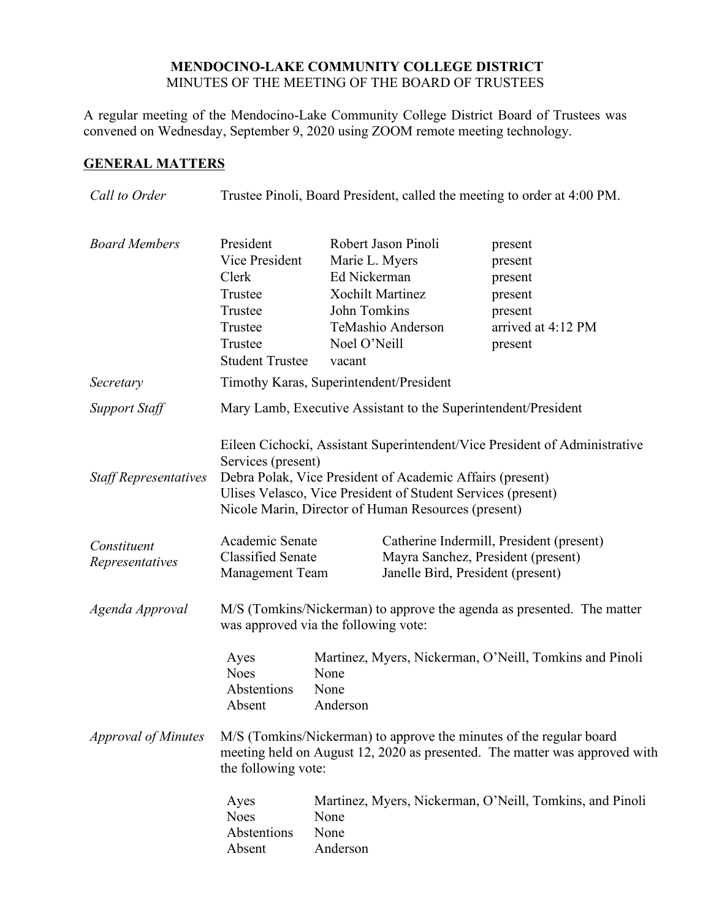**MENDOCINO-LAKE COMMUNITY COLLEGE DISTRICT**
MINUTES OF THE MEETING OF THE BOARD OF TRUSTEES

A regular meeting of the Mendocino-Lake Community College District Board of Trustees was convened on Wednesday, September 9, 2020 using ZOOM remote meeting technology.

## GENERAL MATTERS

*Call to Order*

Trustee Pinoli, Board President, called the meeting to order at 4:00 PM.

*Board Members*

| | | |
|---|---|---|
| President | Robert Jason Pinoli | present |
| Vice President | Marie L. Myers | present |
| Clerk | Ed Nickerman | present |
| Trustee | Xochilt Martinez | present |
| Trustee | John Tomkins | present |
| Trustee | TeMashio Anderson | arrived at 4:12 PM |
| Trustee | Noel O'Neill | present |
| Student Trustee | vacant | |

*Secretary*

Timothy Karas, Superintendent/President

*Support Staff*

Mary Lamb, Executive Assistant to the Superintendent/President

*Staff Representatives*

Eileen Cichocki, Assistant Superintendent/Vice President of Administrative Services (present)
Debra Polak, Vice President of Academic Affairs (present)
Ulises Velasco, Vice President of Student Services (present)
Nicole Marin, Director of Human Resources (present)

*Constituent Representatives*

| | |
|---|---|
| Academic Senate | Catherine Indermill, President (present) |
| Classified Senate | Mayra Sanchez, President (present) |
| Management Team | Janelle Bird, President (present) |

*Agenda Approval*

M/S (Tomkins/Nickerman) to approve the agenda as presented. The matter was approved via the following vote:

| | |
|---|---|
| Ayes | Martinez, Myers, Nickerman, O'Neill, Tomkins and Pinoli |
| Noes | None |
| Abstentions | None |
| Absent | Anderson |

*Approval of Minutes*

M/S (Tomkins/Nickerman) to approve the minutes of the regular board meeting held on August 12, 2020 as presented. The matter was approved with the following vote:

| | |
|---|---|
| Ayes | Martinez, Myers, Nickerman, O'Neill, Tomkins, and Pinoli |
| Noes | None |
| Abstentions | None |
| Absent | Anderson |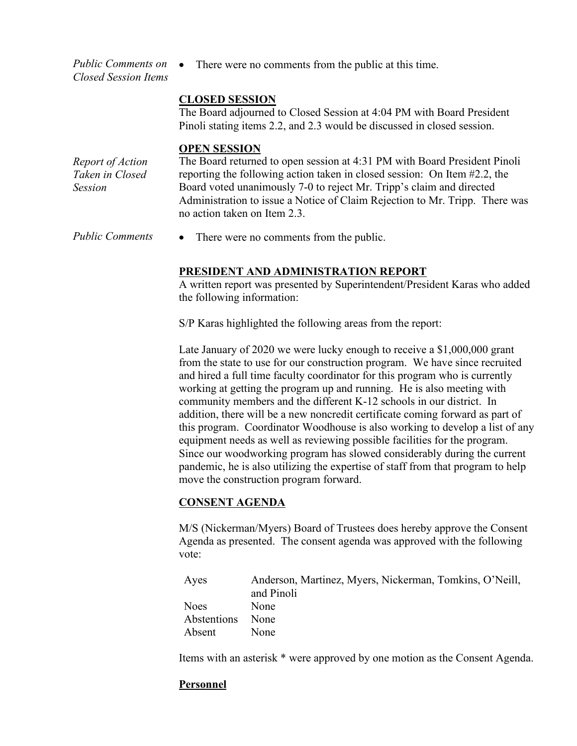*Public Comments on Closed Session Items*

- There were no comments from the public at this time.

**CLOSED SESSION**

The Board adjourned to Closed Session at 4:04 PM with Board President Pinoli stating items 2.2, and 2.3 would be discussed in closed session.

**OPEN SESSION**

*Report of Action Taken in Closed Session*

The Board returned to open session at 4:31 PM with Board President Pinoli reporting the following action taken in closed session: On Item #2.2, the Board voted unanimously 7-0 to reject Mr. Tripp's claim and directed Administration to issue a Notice of Claim Rejection to Mr. Tripp. There was no action taken on Item 2.3.

*Public Comments*

- There were no comments from the public.

**PRESIDENT AND ADMINISTRATION REPORT**

A written report was presented by Superintendent/President Karas who added the following information:

S/P Karas highlighted the following areas from the report:

Late January of 2020 we were lucky enough to receive a $1,000,000 grant from the state to use for our construction program. We have since recruited and hired a full time faculty coordinator for this program who is currently working at getting the program up and running. He is also meeting with community members and the different K-12 schools in our district. In addition, there will be a new noncredit certificate coming forward as part of this program. Coordinator Woodhouse is also working to develop a list of any equipment needs as well as reviewing possible facilities for the program. Since our woodworking program has slowed considerably during the current pandemic, he is also utilizing the expertise of staff from that program to help move the construction program forward.

**CONSENT AGENDA**

M/S (Nickerman/Myers) Board of Trustees does hereby approve the Consent Agenda as presented. The consent agenda was approved with the following vote:

| | |
|---|---|
| Ayes | Anderson, Martinez, Myers, Nickerman, Tomkins, O'Neill, and Pinoli |
| Noes | None |
| Abstentions | None |
| Absent | None |

Items with an asterisk * were approved by one motion as the Consent Agenda.

**Personnel**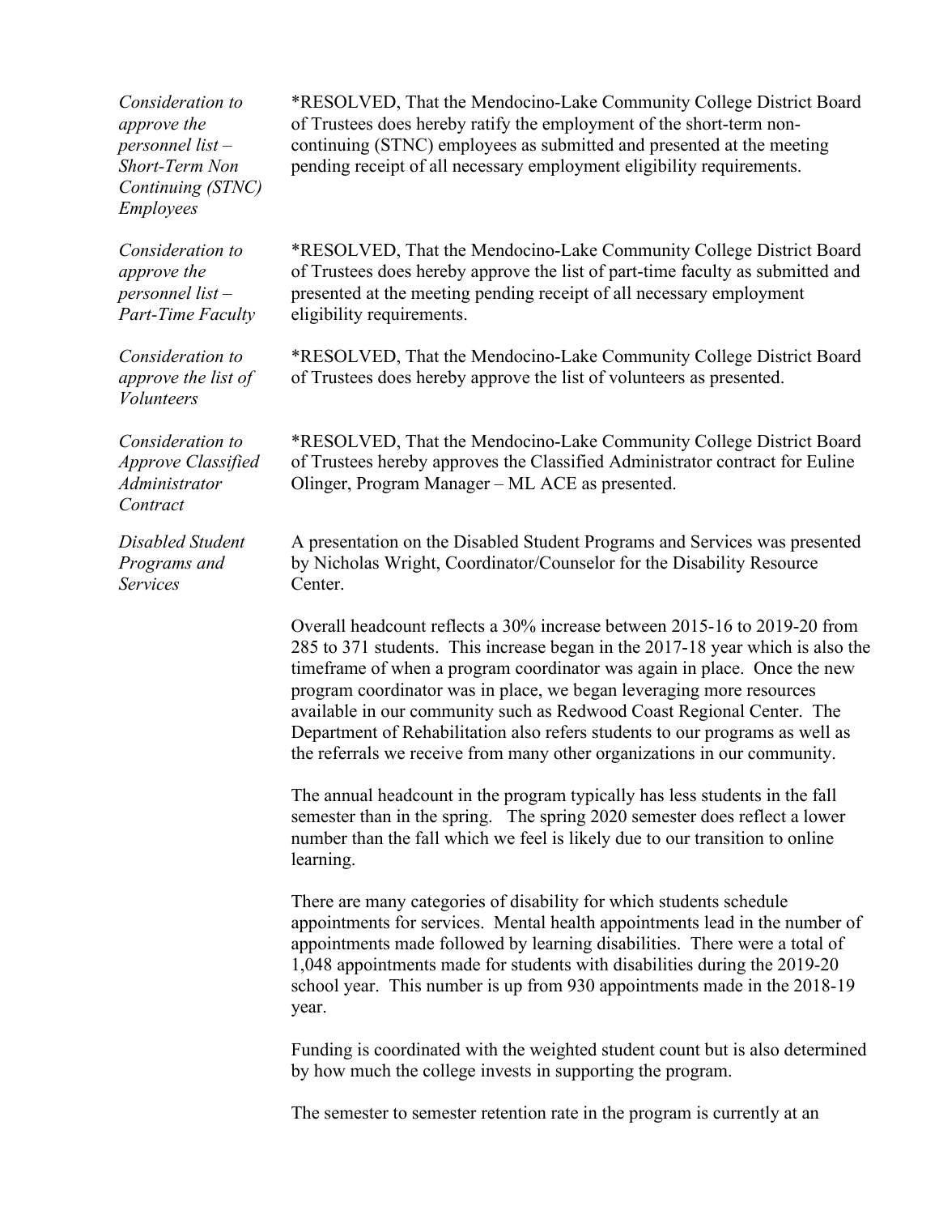*Consideration to approve the personnel list – Short-Term Non Continuing (STNC) Employees*

*RESOLVED, That the Mendocino-Lake Community College District Board of Trustees does hereby ratify the employment of the short-term non-continuing (STNC) employees as submitted and presented at the meeting pending receipt of all necessary employment eligibility requirements.

*Consideration to approve the personnel list – Part-Time Faculty*

*RESOLVED, That the Mendocino-Lake Community College District Board of Trustees does hereby approve the list of part-time faculty as submitted and presented at the meeting pending receipt of all necessary employment eligibility requirements.

*Consideration to approve the list of Volunteers*

*RESOLVED, That the Mendocino-Lake Community College District Board of Trustees does hereby approve the list of volunteers as presented.

*Consideration to Approve Classified Administrator Contract*

*RESOLVED, That the Mendocino-Lake Community College District Board of Trustees hereby approves the Classified Administrator contract for Euline Olinger, Program Manager – ML ACE as presented.

*Disabled Student Programs and Services*

A presentation on the Disabled Student Programs and Services was presented by Nicholas Wright, Coordinator/Counselor for the Disability Resource Center.

Overall headcount reflects a 30% increase between 2015-16 to 2019-20 from 285 to 371 students. This increase began in the 2017-18 year which is also the timeframe of when a program coordinator was again in place. Once the new program coordinator was in place, we began leveraging more resources available in our community such as Redwood Coast Regional Center. The Department of Rehabilitation also refers students to our programs as well as the referrals we receive from many other organizations in our community.

The annual headcount in the program typically has less students in the fall semester than in the spring. The spring 2020 semester does reflect a lower number than the fall which we feel is likely due to our transition to online learning.

There are many categories of disability for which students schedule appointments for services. Mental health appointments lead in the number of appointments made followed by learning disabilities. There were a total of 1,048 appointments made for students with disabilities during the 2019-20 school year. This number is up from 930 appointments made in the 2018-19 year.

Funding is coordinated with the weighted student count but is also determined by how much the college invests in supporting the program.

The semester to semester retention rate in the program is currently at an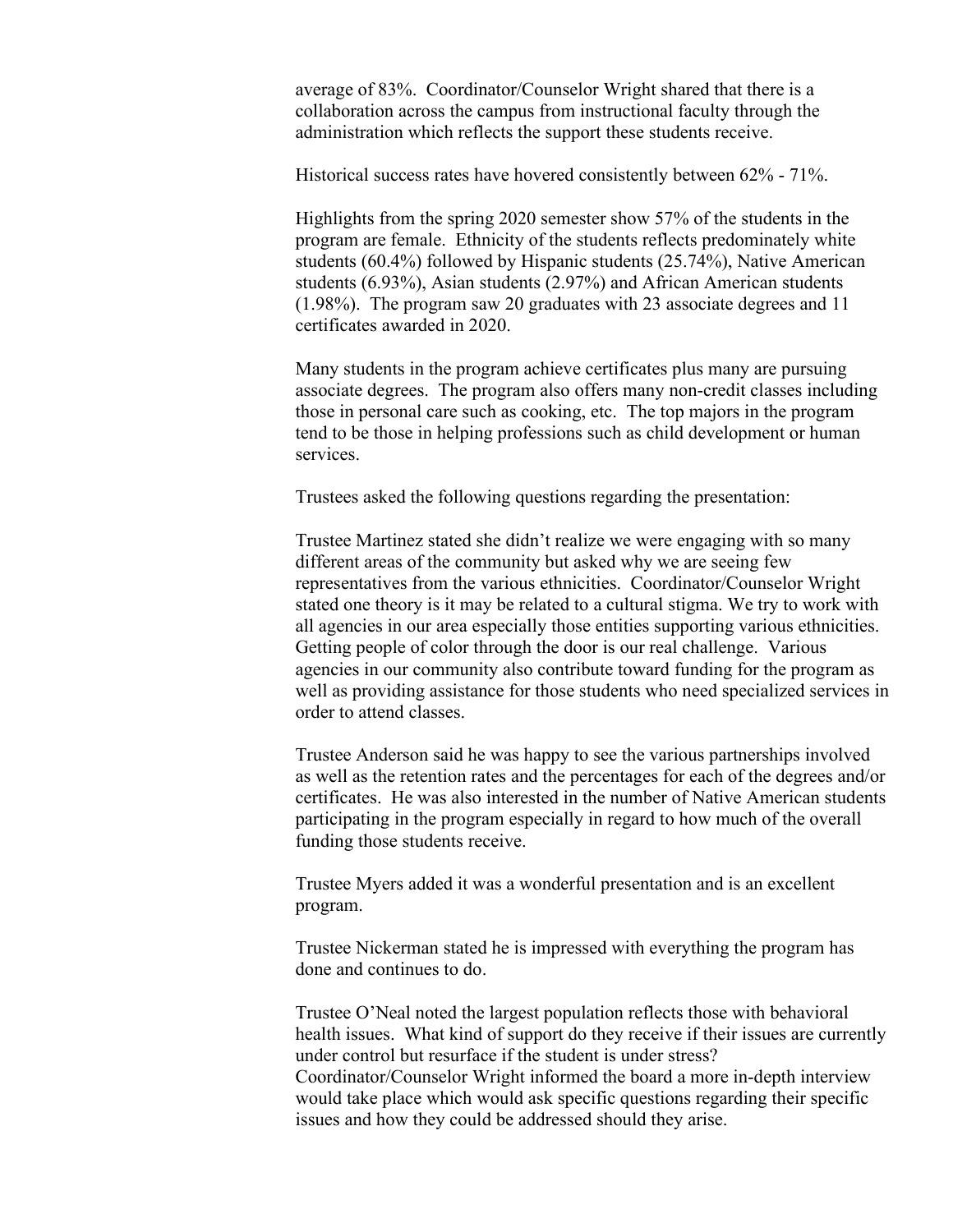average of 83%. Coordinator/Counselor Wright shared that there is a collaboration across the campus from instructional faculty through the administration which reflects the support these students receive.

Historical success rates have hovered consistently between 62% - 71%.

Highlights from the spring 2020 semester show 57% of the students in the program are female. Ethnicity of the students reflects predominately white students (60.4%) followed by Hispanic students (25.74%), Native American students (6.93%), Asian students (2.97%) and African American students (1.98%). The program saw 20 graduates with 23 associate degrees and 11 certificates awarded in 2020.

Many students in the program achieve certificates plus many are pursuing associate degrees. The program also offers many non-credit classes including those in personal care such as cooking, etc. The top majors in the program tend to be those in helping professions such as child development or human services.

Trustees asked the following questions regarding the presentation:

Trustee Martinez stated she didn't realize we were engaging with so many different areas of the community but asked why we are seeing few representatives from the various ethnicities. Coordinator/Counselor Wright stated one theory is it may be related to a cultural stigma. We try to work with all agencies in our area especially those entities supporting various ethnicities. Getting people of color through the door is our real challenge. Various agencies in our community also contribute toward funding for the program as well as providing assistance for those students who need specialized services in order to attend classes.

Trustee Anderson said he was happy to see the various partnerships involved as well as the retention rates and the percentages for each of the degrees and/or certificates. He was also interested in the number of Native American students participating in the program especially in regard to how much of the overall funding those students receive.

Trustee Myers added it was a wonderful presentation and is an excellent program.

Trustee Nickerman stated he is impressed with everything the program has done and continues to do.

Trustee O'Neal noted the largest population reflects those with behavioral health issues. What kind of support do they receive if their issues are currently under control but resurface if the student is under stress? Coordinator/Counselor Wright informed the board a more in-depth interview would take place which would ask specific questions regarding their specific issues and how they could be addressed should they arise.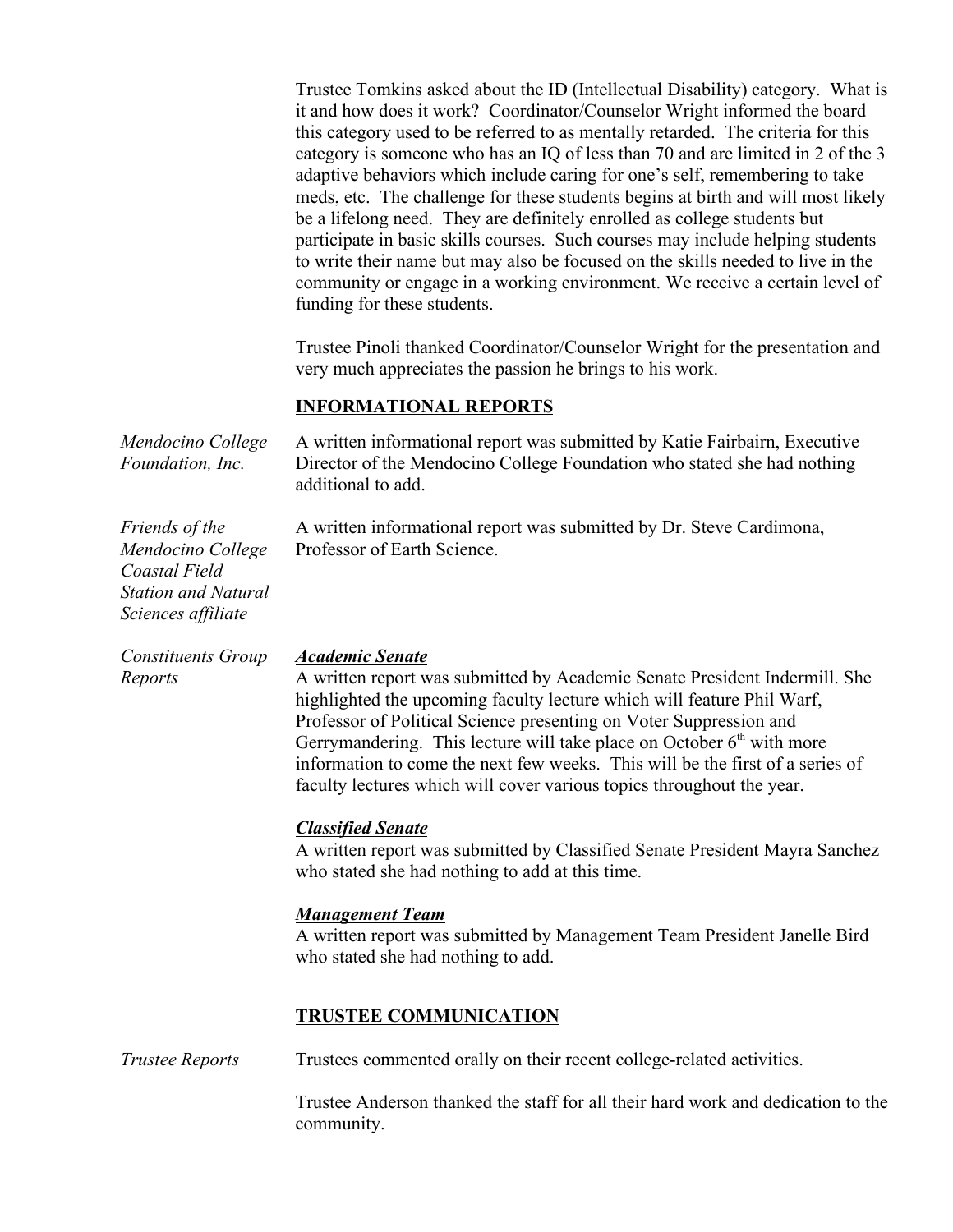Trustee Tomkins asked about the ID (Intellectual Disability) category. What is it and how does it work? Coordinator/Counselor Wright informed the board this category used to be referred to as mentally retarded. The criteria for this category is someone who has an IQ of less than 70 and are limited in 2 of the 3 adaptive behaviors which include caring for one's self, remembering to take meds, etc. The challenge for these students begins at birth and will most likely be a lifelong need. They are definitely enrolled as college students but participate in basic skills courses. Such courses may include helping students to write their name but may also be focused on the skills needed to live in the community or engage in a working environment. We receive a certain level of funding for these students.

Trustee Pinoli thanked Coordinator/Counselor Wright for the presentation and very much appreciates the passion he brings to his work.

## INFORMATIONAL REPORTS

*Mendocino College Foundation, Inc.*

A written informational report was submitted by Katie Fairbairn, Executive Director of the Mendocino College Foundation who stated she had nothing additional to add.

*Friends of the Mendocino College Coastal Field Station and Natural Sciences affiliate*

A written informational report was submitted by Dr. Steve Cardimona, Professor of Earth Science.

*Constituents Group Reports*

***Academic Senate***

A written report was submitted by Academic Senate President Indermill. She highlighted the upcoming faculty lecture which will feature Phil Warf, Professor of Political Science presenting on Voter Suppression and Gerrymandering. This lecture will take place on October 6th with more information to come the next few weeks. This will be the first of a series of faculty lectures which will cover various topics throughout the year.

***Classified Senate***

A written report was submitted by Classified Senate President Mayra Sanchez who stated she had nothing to add at this time.

***Management Team***

A written report was submitted by Management Team President Janelle Bird who stated she had nothing to add.

## TRUSTEE COMMUNICATION

*Trustee Reports*

Trustees commented orally on their recent college-related activities.

Trustee Anderson thanked the staff for all their hard work and dedication to the community.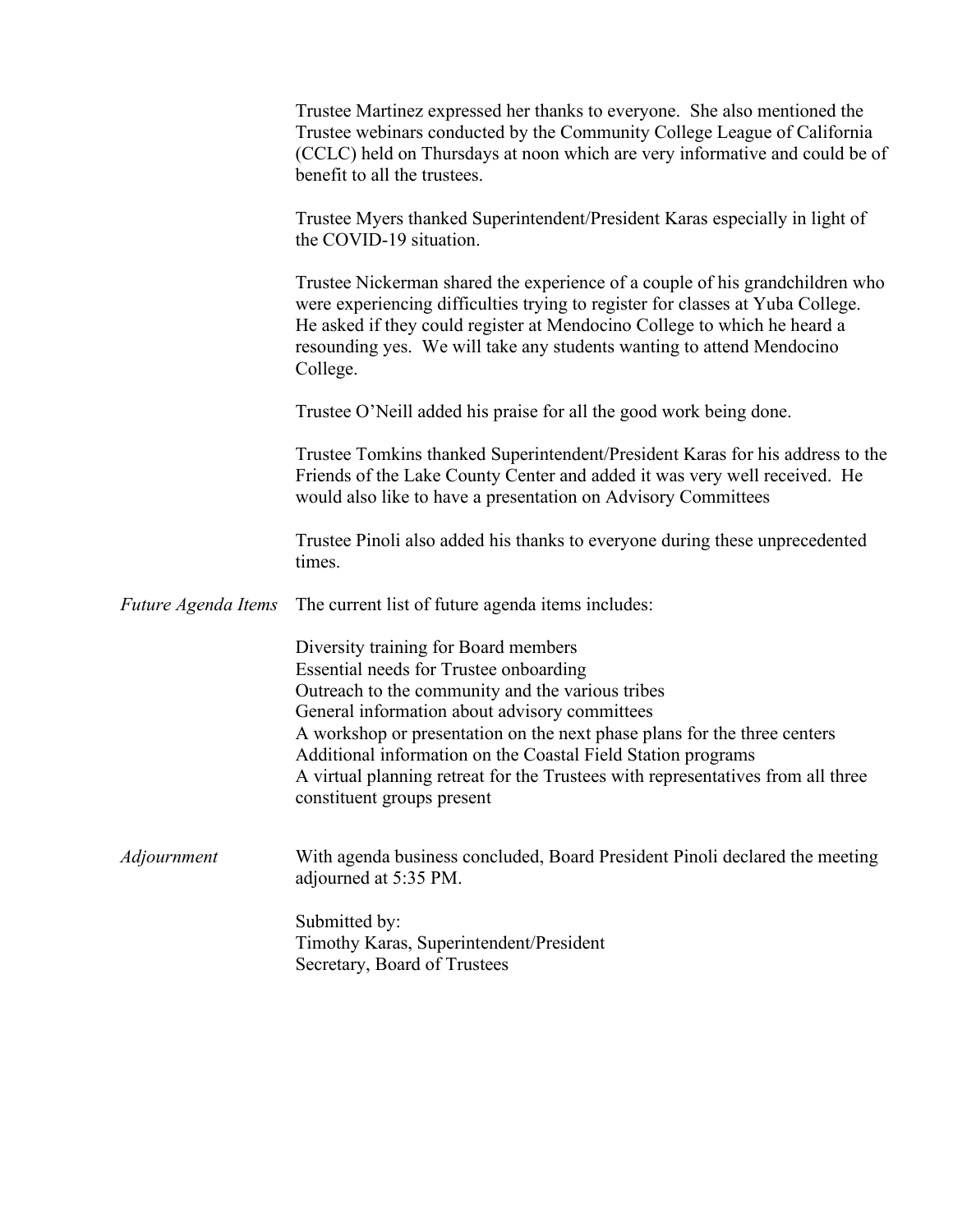Trustee Martinez expressed her thanks to everyone. She also mentioned the Trustee webinars conducted by the Community College League of California (CCLC) held on Thursdays at noon which are very informative and could be of benefit to all the trustees.

Trustee Myers thanked Superintendent/President Karas especially in light of the COVID-19 situation.

Trustee Nickerman shared the experience of a couple of his grandchildren who were experiencing difficulties trying to register for classes at Yuba College. He asked if they could register at Mendocino College to which he heard a resounding yes. We will take any students wanting to attend Mendocino College.

Trustee O'Neill added his praise for all the good work being done.

Trustee Tomkins thanked Superintendent/President Karas for his address to the Friends of the Lake County Center and added it was very well received. He would also like to have a presentation on Advisory Committees

Trustee Pinoli also added his thanks to everyone during these unprecedented times.

*Future Agenda Items*

The current list of future agenda items includes:

Diversity training for Board members
Essential needs for Trustee onboarding
Outreach to the community and the various tribes
General information about advisory committees
A workshop or presentation on the next phase plans for the three centers
Additional information on the Coastal Field Station programs
A virtual planning retreat for the Trustees with representatives from all three constituent groups present

*Adjournment*

With agenda business concluded, Board President Pinoli declared the meeting adjourned at 5:35 PM.

Submitted by:
Timothy Karas, Superintendent/President
Secretary, Board of Trustees